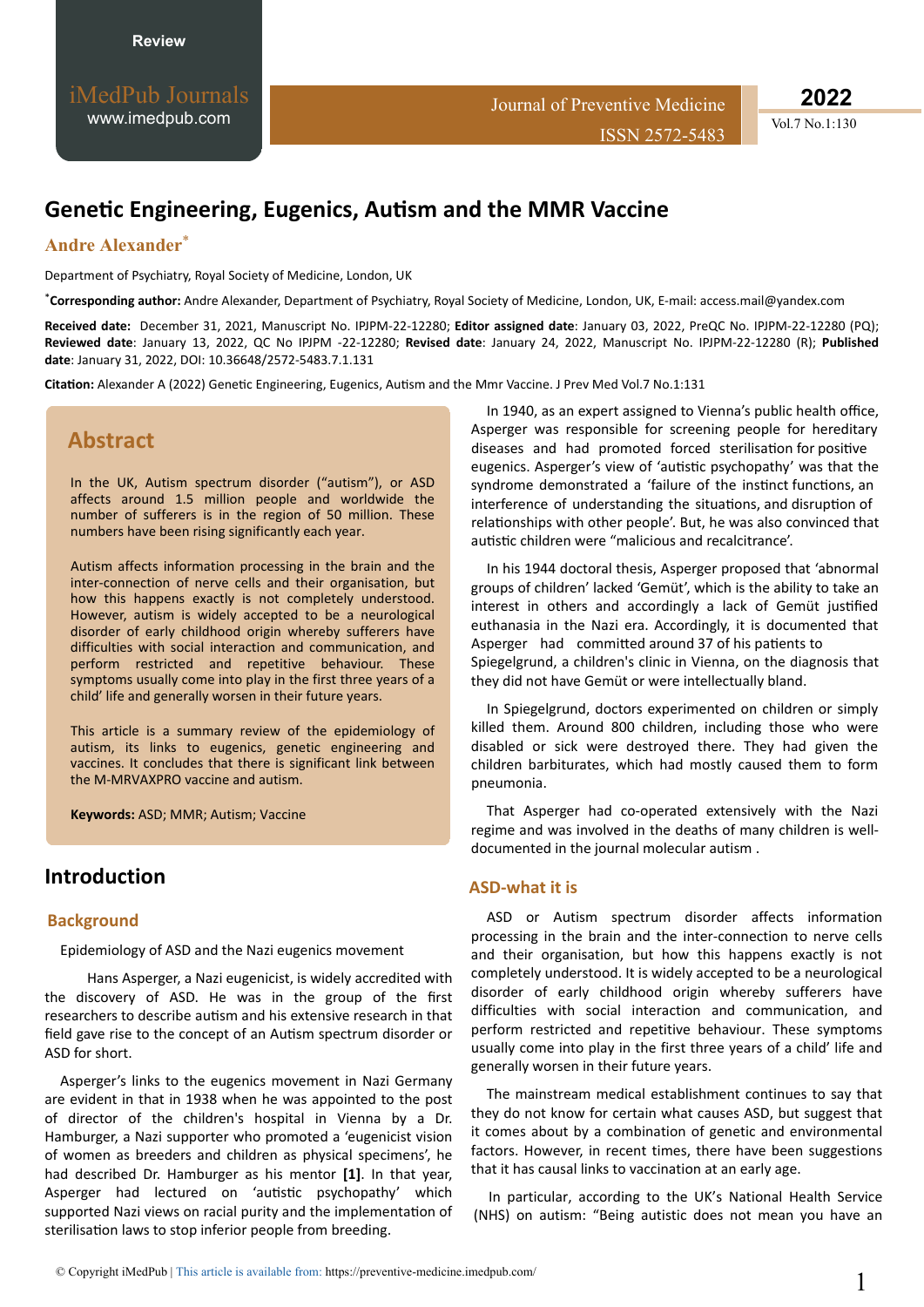# Genetic Engineering, Eugenics, Autism and the MMR Vaccine

**Andre Alexander***

Department of Psychiatry, Royal Society of Medicine, London, UK

***Corresponding author:** Andre Alexander, Department of Psychiatry, Royal Society of Medicine, London, UK, E-mail: access.mail@yandex.com

**Received date:** December 31, 2021, Manuscript No. IPJPM-22-12280; **Editor assigned date**: January 03, 2022, PreQC No. IPJPM-22-12280 (PQ); **Reviewed date**: January 13, 2022, QC No IPJPM -22-12280; **Revised date**: January 24, 2022, Manuscript No. IPJPM-22-12280 (R); **Published date**: January 31, 2022, DOI: 10.36648/2572-5483.7.1.131

**Citation:** Alexander A (2022) Genetic Engineering, Eugenics, Autism and the Mmr Vaccine. J Prev Med Vol.7 No.1:131

## Abstract

In the UK, Autism spectrum disorder ("autism"), or ASD affects around 1.5 million people and worldwide the number of sufferers is in the region of 50 million. These numbers have been rising significantly each year.

Autism affects information processing in the brain and the inter-connection of nerve cells and their organisation, but how this happens exactly is not completely understood. However, autism is widely accepted to be a neurological disorder of early childhood origin whereby sufferers have difficulties with social interaction and communication, and perform restricted and repetitive behaviour. These symptoms usually come into play in the first three years of a child' life and generally worsen in their future years.

This article is a summary review of the epidemiology of autism, its links to eugenics, genetic engineering and vaccines. It concludes that there is significant link between the M-MRVAXPRO vaccine and autism.

**Keywords:** ASD; MMR; Autism; Vaccine

## Introduction

### Background

Epidemiology of ASD and the Nazi eugenics movement

Hans Asperger, a Nazi eugenicist, is widely accredited with the discovery of ASD. He was in the group of the first researchers to describe autism and his extensive research in that field gave rise to the concept of an Autism spectrum disorder or ASD for short.

Asperger's links to the eugenics movement in Nazi Germany are evident in that in 1938 when he was appointed to the post of director of the children's hospital in Vienna by a Dr. Hamburger, a Nazi supporter who promoted a 'eugenicist vision of women as breeders and children as physical specimens', he had described Dr. Hamburger as his mentor **[1]**. In that year, Asperger had lectured on 'autistic psychopathy' which supported Nazi views on racial purity and the implementation of sterilisation laws to stop inferior people from breeding.

In 1940, as an expert assigned to Vienna's public health office, Asperger was responsible for screening people for hereditary diseases and had promoted forced sterilisation for positive eugenics. Asperger's view of 'autistic psychopathy' was that the syndrome demonstrated a 'failure of the instinct functions, an interference of understanding the situations, and disruption of relationships with other people'. But, he was also convinced that autistic children were "malicious and recalcitrance'.

In his 1944 doctoral thesis, Asperger proposed that 'abnormal groups of children' lacked 'Gemüt', which is the ability to take an interest in others and accordingly a lack of Gemüt justified euthanasia in the Nazi era. Accordingly, it is documented that Asperger had committed around 37 of his patients to Spiegelgrund, a children's clinic in Vienna, on the diagnosis that they did not have Gemüt or were intellectually bland.

In Spiegelgrund, doctors experimented on children or simply killed them. Around 800 children, including those who were disabled or sick were destroyed there. They had given the children barbiturates, which had mostly caused them to form pneumonia.

That Asperger had co-operated extensively with the Nazi regime and was involved in the deaths of many children is well-documented in the journal molecular autism .

### ASD-what it is

ASD or Autism spectrum disorder affects information processing in the brain and the inter-connection to nerve cells and their organisation, but how this happens exactly is not completely understood. It is widely accepted to be a neurological disorder of early childhood origin whereby sufferers have difficulties with social interaction and communication, and perform restricted and repetitive behaviour. These symptoms usually come into play in the first three years of a child' life and generally worsen in their future years.

The mainstream medical establishment continues to say that they do not know for certain what causes ASD, but suggest that it comes about by a combination of genetic and environmental factors. However, in recent times, there have been suggestions that it has causal links to vaccination at an early age.

In particular, according to the UK's National Health Service (NHS) on autism: "Being autistic does not mean you have an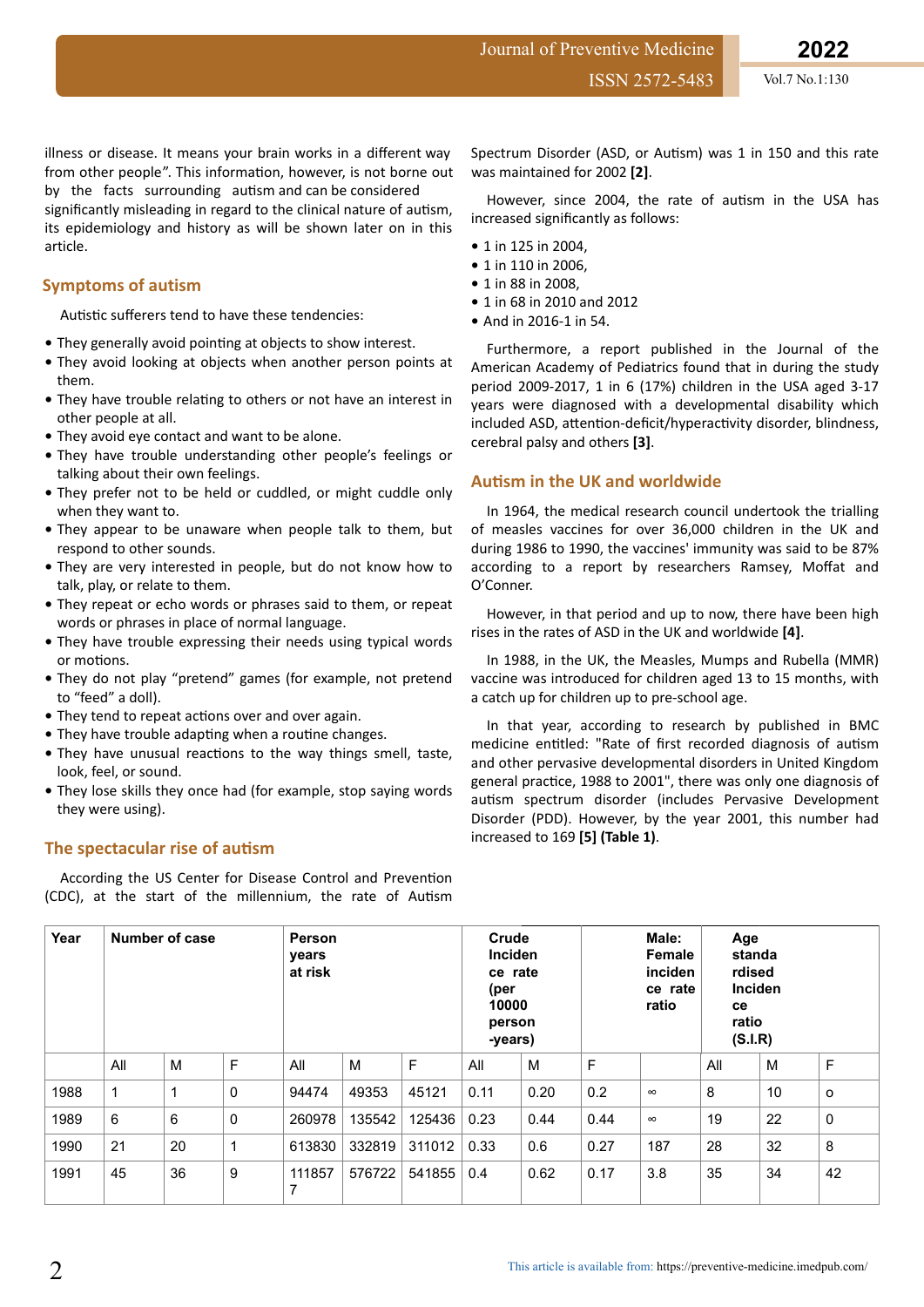illness or disease. It means your brain works in a different way from other people". This information, however, is not borne out by the facts surrounding autism and can be considered significantly misleading in regard to the clinical nature of autism, its epidemiology and history as will be shown later on in this article.

## Symptoms of autism

Autistic sufferers tend to have these tendencies:

- They generally avoid pointing at objects to show interest.
- They avoid looking at objects when another person points at them.
- They have trouble relating to others or not have an interest in other people at all.
- They avoid eye contact and want to be alone.
- They have trouble understanding other people's feelings or talking about their own feelings.
- They prefer not to be held or cuddled, or might cuddle only when they want to.
- They appear to be unaware when people talk to them, but respond to other sounds.
- They are very interested in people, but do not know how to talk, play, or relate to them.
- They repeat or echo words or phrases said to them, or repeat words or phrases in place of normal language.
- They have trouble expressing their needs using typical words or motions.
- They do not play "pretend" games (for example, not pretend to "feed" a doll).
- They tend to repeat actions over and over again.
- They have trouble adapting when a routine changes.
- They have unusual reactions to the way things smell, taste, look, feel, or sound.
- They lose skills they once had (for example, stop saying words they were using).

## The spectacular rise of autism

According the US Center for Disease Control and Prevention (CDC), at the start of the millennium, the rate of Autism Spectrum Disorder (ASD, or Autism) was 1 in 150 and this rate was maintained for 2002 **[2]**.

However, since 2004, the rate of autism in the USA has increased significantly as follows:

- 1 in 125 in 2004,
- 1 in 110 in 2006,
- 1 in 88 in 2008,
- 1 in 68 in 2010 and 2012
- And in 2016-1 in 54.

Furthermore, a report published in the Journal of the American Academy of Pediatrics found that in during the study period 2009-2017, 1 in 6 (17%) children in the USA aged 3-17 years were diagnosed with a developmental disability which included ASD, attention-deficit/hyperactivity disorder, blindness, cerebral palsy and others **[3]**.

## Autism in the UK and worldwide

In 1964, the medical research council undertook the trialling of measles vaccines for over 36,000 children in the UK and during 1986 to 1990, the vaccines' immunity was said to be 87% according to a report by researchers Ramsey, Moffat and O'Conner.

However, in that period and up to now, there have been high rises in the rates of ASD in the UK and worldwide **[4]**.

In 1988, in the UK, the Measles, Mumps and Rubella (MMR) vaccine was introduced for children aged 13 to 15 months, with a catch up for children up to pre-school age.

In that year, according to research by published in BMC medicine entitled: "Rate of first recorded diagnosis of autism and other pervasive developmental disorders in United Kingdom general practice, 1988 to 2001", there was only one diagnosis of autism spectrum disorder (includes Pervasive Development Disorder (PDD). However, by the year 2001, this number had increased to 169 **[5] (Table 1)**.

| Year | Number of case | | | Person years at risk | | | Crude Incidence rate (per 10000 person-years) | | | Male: Female incidence rate ratio | Age standardised Incidence ratio (S.I.R) | | |
|---|---|---|---|---|---|---|---|---|---|---|---|---|---|
| | All | M | F | All | M | F | All | M | F | | All | M | F |
| 1988 | 1 | 1 | 0 | 94474 | 49353 | 45121 | 0.11 | 0.20 | 0.2 | ∞ | 8 | 10 | o |
| 1989 | 6 | 6 | 0 | 260978 | 135542 | 125436 | 0.23 | 0.44 | 0.44 | ∞ | 19 | 22 | 0 |
| 1990 | 21 | 20 | 1 | 613830 | 332819 | 311012 | 0.33 | 0.6 | 0.27 | 187 | 28 | 32 | 8 |
| 1991 | 45 | 36 | 9 | 1118577 | 576722 | 541855 | 0.4 | 0.62 | 0.17 | 3.8 | 35 | 34 | 42 |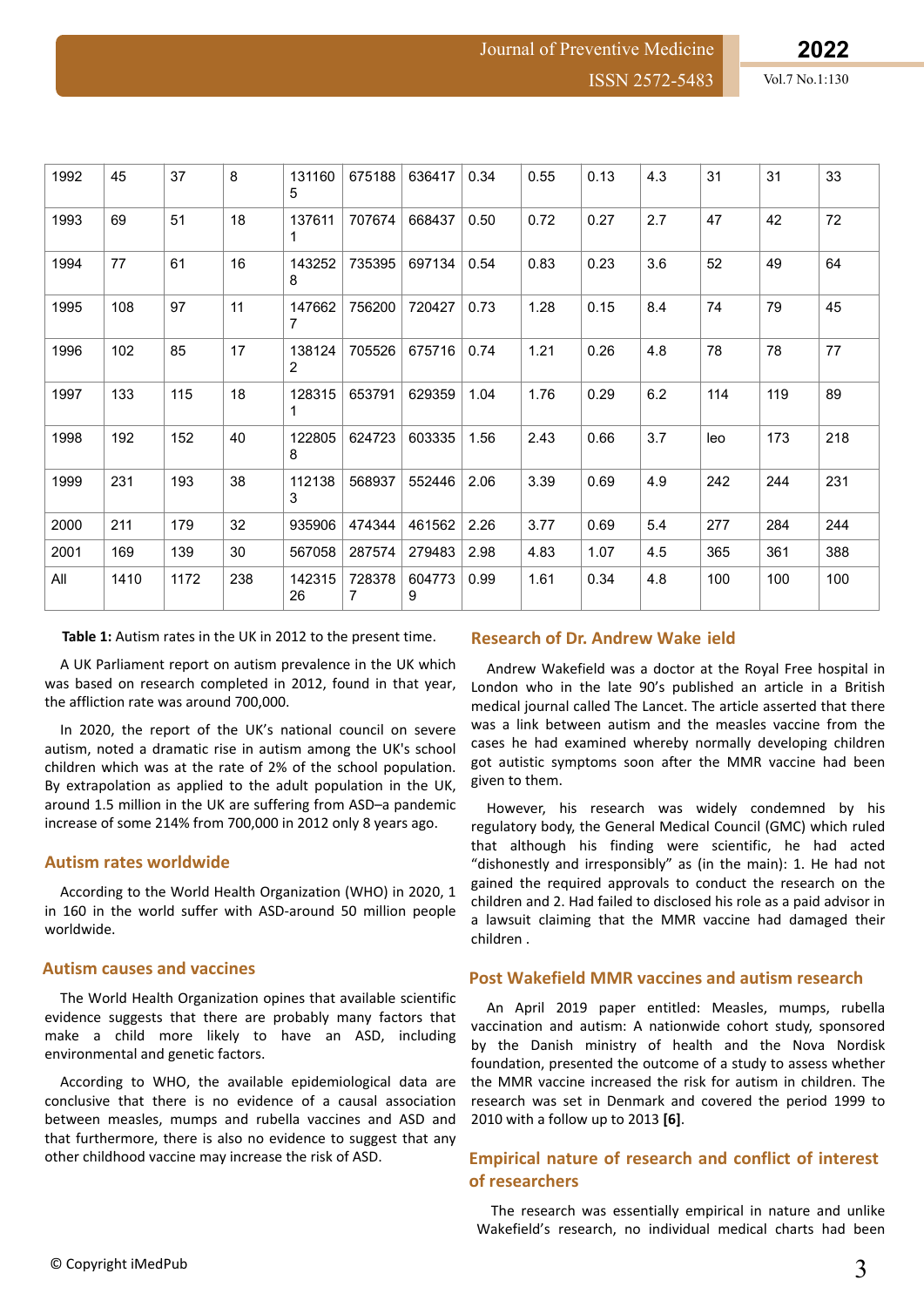| 1992 | 45 | 37 | 8 | 1311605 | 675188 | 636417 | 0.34 | 0.55 | 0.13 | 4.3 | 31 | 31 | 33 |
|---|---|---|---|---|---|---|---|---|---|---|---|---|---|
| 1993 | 69 | 51 | 18 | 1376111 | 707674 | 668437 | 0.50 | 0.72 | 0.27 | 2.7 | 47 | 42 | 72 |
| 1994 | 77 | 61 | 16 | 1432528 | 735395 | 697134 | 0.54 | 0.83 | 0.23 | 3.6 | 52 | 49 | 64 |
| 1995 | 108 | 97 | 11 | 1476627 | 756200 | 720427 | 0.73 | 1.28 | 0.15 | 8.4 | 74 | 79 | 45 |
| 1996 | 102 | 85 | 17 | 1381242 | 705526 | 675716 | 0.74 | 1.21 | 0.26 | 4.8 | 78 | 78 | 77 |
| 1997 | 133 | 115 | 18 | 1283151 | 653791 | 629359 | 1.04 | 1.76 | 0.29 | 6.2 | 114 | 119 | 89 |
| 1998 | 192 | 152 | 40 | 1228058 | 624723 | 603335 | 1.56 | 2.43 | 0.66 | 3.7 | leo | 173 | 218 |
| 1999 | 231 | 193 | 38 | 1121383 | 568937 | 552446 | 2.06 | 3.39 | 0.69 | 4.9 | 242 | 244 | 231 |
| 2000 | 211 | 179 | 32 | 935906 | 474344 | 461562 | 2.26 | 3.77 | 0.69 | 5.4 | 277 | 284 | 244 |
| 2001 | 169 | 139 | 30 | 567058 | 287574 | 279483 | 2.98 | 4.83 | 1.07 | 4.5 | 365 | 361 | 388 |
| All | 1410 | 1172 | 238 | 14231526 | 7283787 | 6047739 | 0.99 | 1.61 | 0.34 | 4.8 | 100 | 100 | 100 |

**Table 1:** Autism rates in the UK in 2012 to the present time.

A UK Parliament report on autism prevalence in the UK which was based on research completed in 2012, found in that year, the affliction rate was around 700,000.

In 2020, the report of the UK's national council on severe autism, noted a dramatic rise in autism among the UK's school children which was at the rate of 2% of the school population. By extrapolation as applied to the adult population in the UK, around 1.5 million in the UK are suffering from ASD–a pandemic increase of some 214% from 700,000 in 2012 only 8 years ago.

## Autism rates worldwide

According to the World Health Organization (WHO) in 2020, 1 in 160 in the world suffer with ASD-around 50 million people worldwide.

## Autism causes and vaccines

The World Health Organization opines that available scientific evidence suggests that there are probably many factors that make a child more likely to have an ASD, including environmental and genetic factors.

According to WHO, the available epidemiological data are conclusive that there is no evidence of a causal association between measles, mumps and rubella vaccines and ASD and that furthermore, there is also no evidence to suggest that any other childhood vaccine may increase the risk of ASD.

## Research of Dr. Andrew Wake ield

Andrew Wakefield was a doctor at the Royal Free hospital in London who in the late 90's published an article in a British medical journal called The Lancet. The article asserted that there was a link between autism and the measles vaccine from the cases he had examined whereby normally developing children got autistic symptoms soon after the MMR vaccine had been given to them.

However, his research was widely condemned by his regulatory body, the General Medical Council (GMC) which ruled that although his finding were scientific, he had acted "dishonestly and irresponsibly" as (in the main): 1. He had not gained the required approvals to conduct the research on the children and 2. Had failed to disclosed his role as a paid advisor in a lawsuit claiming that the MMR vaccine had damaged their children .

## Post Wakefield MMR vaccines and autism research

An April 2019 paper entitled: Measles, mumps, rubella vaccination and autism: A nationwide cohort study, sponsored by the Danish ministry of health and the Nova Nordisk foundation, presented the outcome of a study to assess whether the MMR vaccine increased the risk for autism in children. The research was set in Denmark and covered the period 1999 to 2010 with a follow up to 2013 **[6]**.

## Empirical nature of research and conflict of interest of researchers

The research was essentially empirical in nature and unlike Wakefield's research, no individual medical charts had been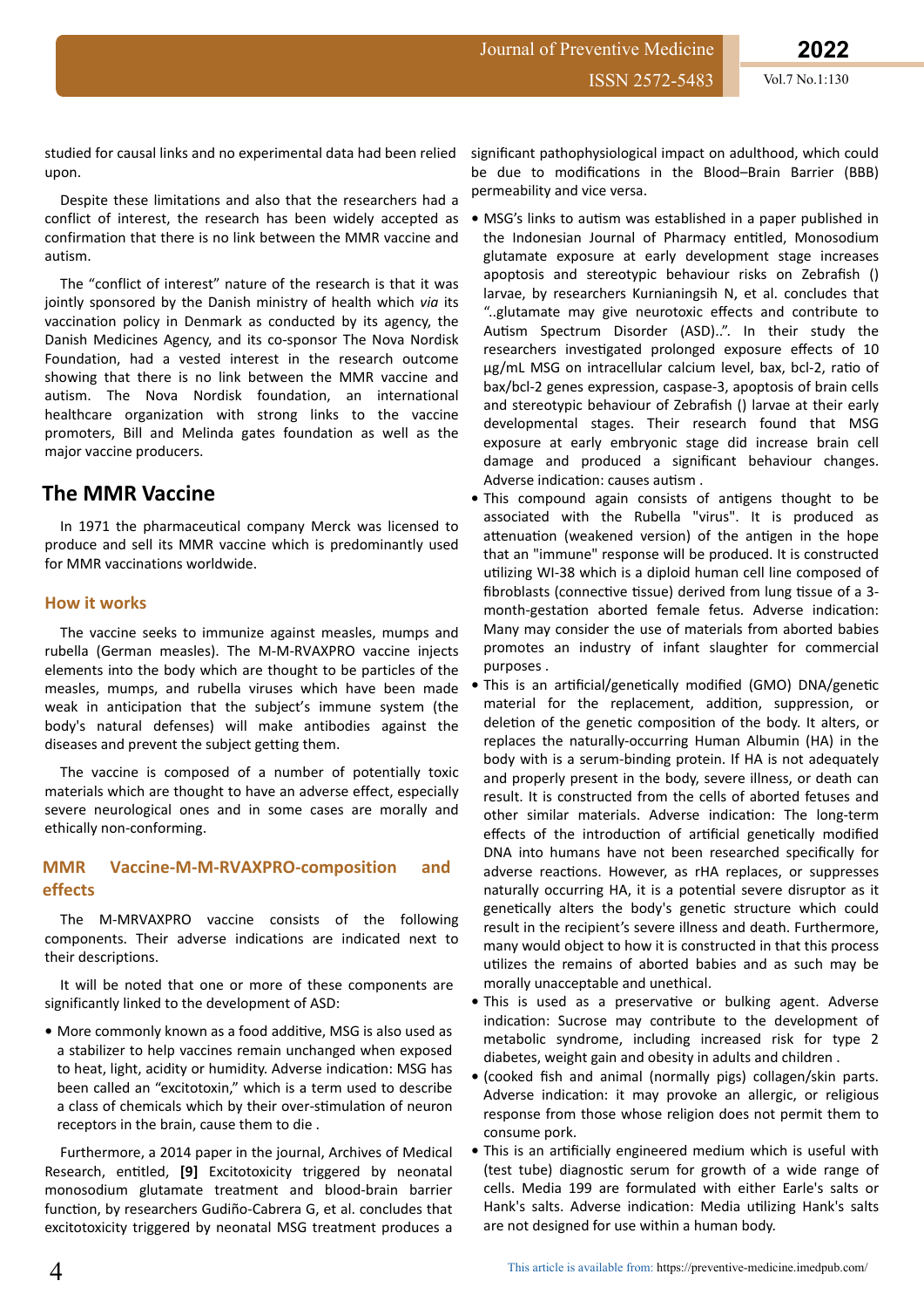studied for causal links and no experimental data had been relied upon.

Despite these limitations and also that the researchers had a conflict of interest, the research has been widely accepted as confirmation that there is no link between the MMR vaccine and autism.

The "conflict of interest" nature of the research is that it was jointly sponsored by the Danish ministry of health which *via* its vaccination policy in Denmark as conducted by its agency, the Danish Medicines Agency, and its co-sponsor The Nova Nordisk Foundation, had a vested interest in the research outcome showing that there is no link between the MMR vaccine and autism. The Nova Nordisk foundation, an international healthcare organization with strong links to the vaccine promoters, Bill and Melinda gates foundation as well as the major vaccine producers.

## The MMR Vaccine

In 1971 the pharmaceutical company Merck was licensed to produce and sell its MMR vaccine which is predominantly used for MMR vaccinations worldwide.

### How it works

The vaccine seeks to immunize against measles, mumps and rubella (German measles). The M-M-RVAXPRO vaccine injects elements into the body which are thought to be particles of the measles, mumps, and rubella viruses which have been made weak in anticipation that the subject's immune system (the body's natural defenses) will make antibodies against the diseases and prevent the subject getting them.

The vaccine is composed of a number of potentially toxic materials which are thought to have an adverse effect, especially severe neurological ones and in some cases are morally and ethically non-conforming.

### MMR Vaccine-M-M-RVAXPRO-composition and effects

The M-MRVAXPRO vaccine consists of the following components. Their adverse indications are indicated next to their descriptions.

It will be noted that one or more of these components are significantly linked to the development of ASD:

- More commonly known as a food additive, MSG is also used as a stabilizer to help vaccines remain unchanged when exposed to heat, light, acidity or humidity. Adverse indication: MSG has been called an "excitotoxin," which is a term used to describe a class of chemicals which by their over-stimulation of neuron receptors in the brain, cause them to die .

Furthermore, a 2014 paper in the journal, Archives of Medical Research, entitled, **[9]** Excitotoxicity triggered by neonatal monosodium glutamate treatment and blood-brain barrier function, by researchers Gudiño-Cabrera G, et al. concludes that excitotoxicity triggered by neonatal MSG treatment produces a significant pathophysiological impact on adulthood, which could be due to modifications in the Blood–Brain Barrier (BBB) permeability and vice versa.

- MSG's links to autism was established in a paper published in the Indonesian Journal of Pharmacy entitled, Monosodium glutamate exposure at early development stage increases apoptosis and stereotypic behaviour risks on Zebrafish () larvae, by researchers Kurnianingsih N, et al. concludes that "..glutamate may give neurotoxic effects and contribute to Autism Spectrum Disorder (ASD)..". In their study the researchers investigated prolonged exposure effects of 10 µg/mL MSG on intracellular calcium level, bax, bcl-2, ratio of bax/bcl-2 genes expression, caspase-3, apoptosis of brain cells and stereotypic behaviour of Zebrafish () larvae at their early developmental stages. Their research found that MSG exposure at early embryonic stage did increase brain cell damage and produced a significant behaviour changes. Adverse indication: causes autism .
- This compound again consists of antigens thought to be associated with the Rubella "virus". It is produced as attenuation (weakened version) of the antigen in the hope that an "immune" response will be produced. It is constructed utilizing WI-38 which is a diploid human cell line composed of fibroblasts (connective tissue) derived from lung tissue of a 3-month-gestation aborted female fetus. Adverse indication: Many may consider the use of materials from aborted babies promotes an industry of infant slaughter for commercial purposes .
- This is an artificial/genetically modified (GMO) DNA/genetic material for the replacement, addition, suppression, or deletion of the genetic composition of the body. It alters, or replaces the naturally-occurring Human Albumin (HA) in the body with is a serum-binding protein. If HA is not adequately and properly present in the body, severe illness, or death can result. It is constructed from the cells of aborted fetuses and other similar materials. Adverse indication: The long-term effects of the introduction of artificial genetically modified DNA into humans have not been researched specifically for adverse reactions. However, as rHA replaces, or suppresses naturally occurring HA, it is a potential severe disruptor as it genetically alters the body's genetic structure which could result in the recipient's severe illness and death. Furthermore, many would object to how it is constructed in that this process utilizes the remains of aborted babies and as such may be morally unacceptable and unethical.
- This is used as a preservative or bulking agent. Adverse indication: Sucrose may contribute to the development of metabolic syndrome, including increased risk for type 2 diabetes, weight gain and obesity in adults and children .
- (cooked fish and animal (normally pigs) collagen/skin parts. Adverse indication: it may provoke an allergic, or religious response from those whose religion does not permit them to consume pork.
- This is an artificially engineered medium which is useful with (test tube) diagnostic serum for growth of a wide range of cells. Media 199 are formulated with either Earle's salts or Hank's salts. Adverse indication: Media utilizing Hank's salts are not designed for use within a human body.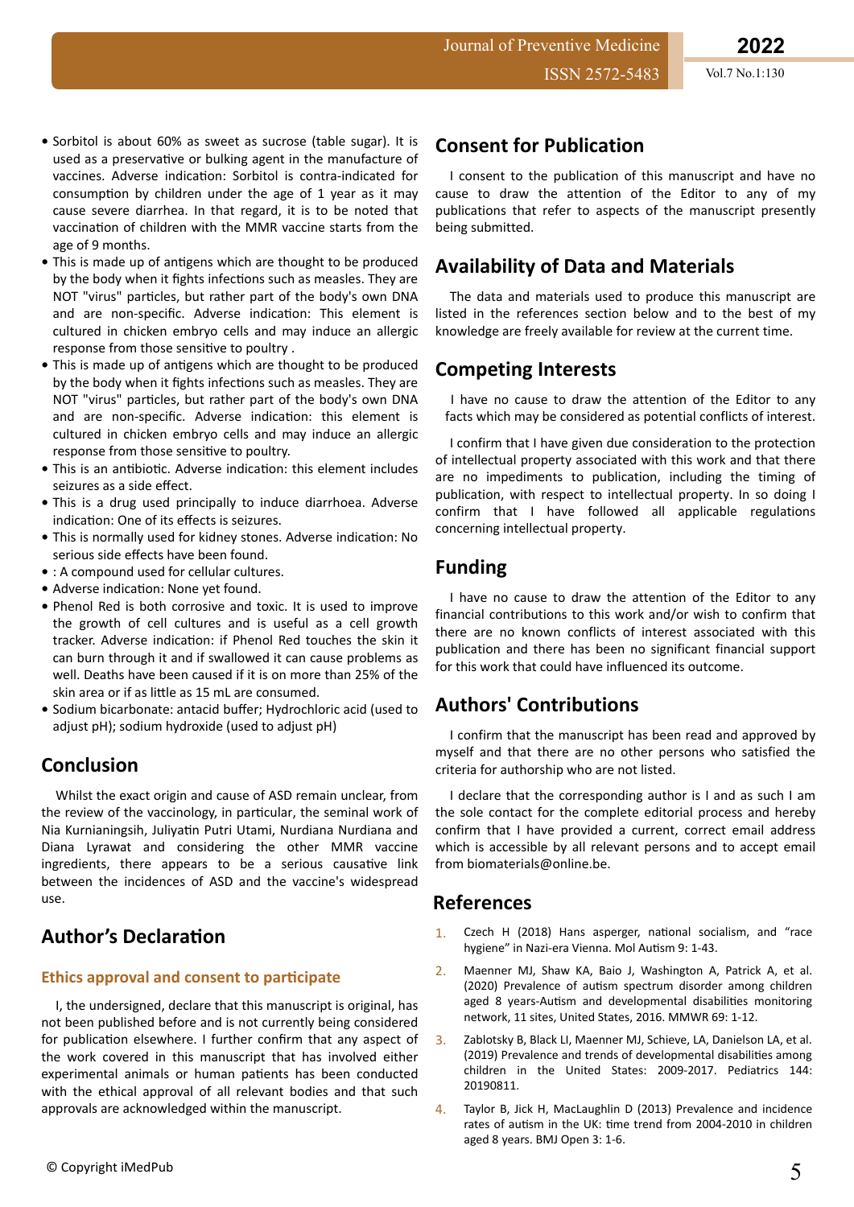- Sorbitol is about 60% as sweet as sucrose (table sugar). It is used as a preservative or bulking agent in the manufacture of vaccines. Adverse indication: Sorbitol is contra-indicated for consumption by children under the age of 1 year as it may cause severe diarrhea. In that regard, it is to be noted that vaccination of children with the MMR vaccine starts from the age of 9 months.
- This is made up of antigens which are thought to be produced by the body when it fights infections such as measles. They are NOT "virus" particles, but rather part of the body's own DNA and are non-specific. Adverse indication: This element is cultured in chicken embryo cells and may induce an allergic response from those sensitive to poultry .
- This is made up of antigens which are thought to be produced by the body when it fights infections such as measles. They are NOT "virus" particles, but rather part of the body's own DNA and are non-specific. Adverse indication: this element is cultured in chicken embryo cells and may induce an allergic response from those sensitive to poultry.
- This is an antibiotic. Adverse indication: this element includes seizures as a side effect.
- This is a drug used principally to induce diarrhoea. Adverse indication: One of its effects is seizures.
- This is normally used for kidney stones. Adverse indication: No serious side effects have been found.
- : A compound used for cellular cultures.
- Adverse indication: None yet found.
- Phenol Red is both corrosive and toxic. It is used to improve the growth of cell cultures and is useful as a cell growth tracker. Adverse indication: if Phenol Red touches the skin it can burn through it and if swallowed it can cause problems as well. Deaths have been caused if it is on more than 25% of the skin area or if as little as 15 mL are consumed.
- Sodium bicarbonate: antacid buffer; Hydrochloric acid (used to adjust pH); sodium hydroxide (used to adjust pH)

## Conclusion

Whilst the exact origin and cause of ASD remain unclear, from the review of the vaccinology, in particular, the seminal work of Nia Kurnianingsih, Juliyatin Putri Utami, Nurdiana Nurdiana and Diana Lyrawat and considering the other MMR vaccine ingredients, there appears to be a serious causative link between the incidences of ASD and the vaccine's widespread use.

## Author's Declaration

### Ethics approval and consent to participate

I, the undersigned, declare that this manuscript is original, has not been published before and is not currently being considered for publication elsewhere. I further confirm that any aspect of the work covered in this manuscript that has involved either experimental animals or human patients has been conducted with the ethical approval of all relevant bodies and that such approvals are acknowledged within the manuscript.

## Consent for Publication

I consent to the publication of this manuscript and have no cause to draw the attention of the Editor to any of my publications that refer to aspects of the manuscript presently being submitted.

## Availability of Data and Materials

The data and materials used to produce this manuscript are listed in the references section below and to the best of my knowledge are freely available for review at the current time.

## Competing Interests

I have no cause to draw the attention of the Editor to any facts which may be considered as potential conflicts of interest.

I confirm that I have given due consideration to the protection of intellectual property associated with this work and that there are no impediments to publication, including the timing of publication, with respect to intellectual property. In so doing I confirm that I have followed all applicable regulations concerning intellectual property.

## Funding

I have no cause to draw the attention of the Editor to any financial contributions to this work and/or wish to confirm that there are no known conflicts of interest associated with this publication and there has been no significant financial support for this work that could have influenced its outcome.

## Authors' Contributions

I confirm that the manuscript has been read and approved by myself and that there are no other persons who satisfied the criteria for authorship who are not listed.

I declare that the corresponding author is I and as such I am the sole contact for the complete editorial process and hereby confirm that I have provided a current, correct email address which is accessible by all relevant persons and to accept email from biomaterials@online.be.

## References

1. Czech H (2018) Hans asperger, national socialism, and "race hygiene" in Nazi-era Vienna. Mol Autism 9: 1-43.
2. Maenner MJ, Shaw KA, Baio J, Washington A, Patrick A, et al. (2020) Prevalence of autism spectrum disorder among children aged 8 years-Autism and developmental disabilities monitoring network, 11 sites, United States, 2016. MMWR 69: 1-12.
3. Zablotsky B, Black LI, Maenner MJ, Schieve, LA, Danielson LA, et al. (2019) Prevalence and trends of developmental disabilities among children in the United States: 2009-2017. Pediatrics 144: 20190811.
4. Taylor B, Jick H, MacLaughlin D (2013) Prevalence and incidence rates of autism in the UK: time trend from 2004-2010 in children aged 8 years. BMJ Open 3: 1-6.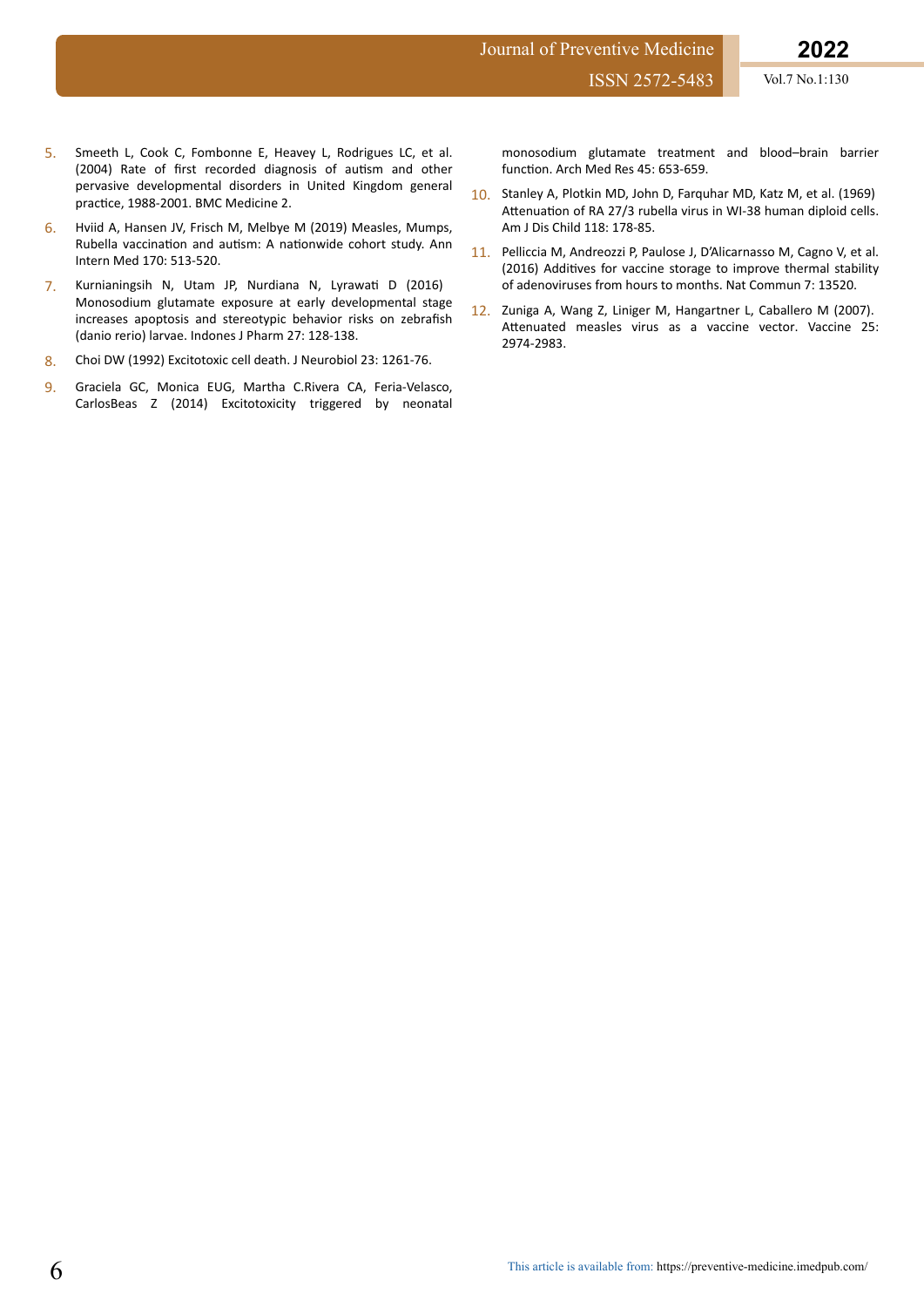5. Smeeth L, Cook C, Fombonne E, Heavey L, Rodrigues LC, et al. (2004) Rate of first recorded diagnosis of autism and other pervasive developmental disorders in United Kingdom general practice, 1988-2001. BMC Medicine 2.

6. Hviid A, Hansen JV, Frisch M, Melbye M (2019) Measles, Mumps, Rubella vaccination and autism: A nationwide cohort study. Ann Intern Med 170: 513-520.

7. Kurnianingsih N, Utam JP, Nurdiana N, Lyrawati D (2016) Monosodium glutamate exposure at early developmental stage increases apoptosis and stereotypic behavior risks on zebrafish (danio rerio) larvae. Indones J Pharm 27: 128-138.

8. Choi DW (1992) Excitotoxic cell death. J Neurobiol 23: 1261-76.

9. Graciela GC, Monica EUG, Martha C.Rivera CA, Feria-Velasco, CarlosBeas Z (2014) Excitotoxicity triggered by neonatal monosodium glutamate treatment and blood–brain barrier function. Arch Med Res 45: 653-659.

10. Stanley A, Plotkin MD, John D, Farquhar MD, Katz M, et al. (1969) Attenuation of RA 27/3 rubella virus in WI-38 human diploid cells. Am J Dis Child 118: 178-85.

11. Pelliccia M, Andreozzi P, Paulose J, D'Alicarnasso M, Cagno V, et al. (2016) Additives for vaccine storage to improve thermal stability of adenoviruses from hours to months. Nat Commun 7: 13520.

12. Zuniga A, Wang Z, Liniger M, Hangartner L, Caballero M (2007). Attenuated measles virus as a vaccine vector. Vaccine 25: 2974-2983.